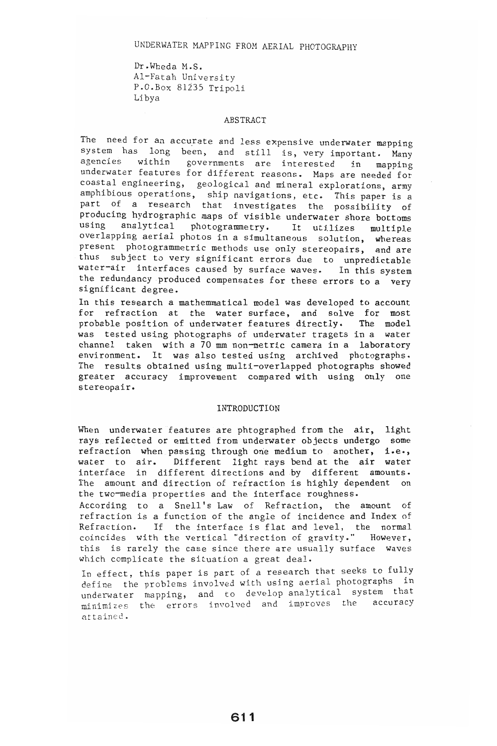# UNDERWATER MAPPING FROM AERIAL PHOTOGRAPHY

Dr.Wheda M.S.
Al-Fatah University
P.O.Box 81235 Tripoli
Libya

## ABSTRACT

The need for an accurate and less expensive underwater mapping system has long been, and still is, very important. Many agencies within governments are interested in mapping underwater features for different reasons. Maps are needed for coastal engineering, geological and mineral explorations, army amphibious operations, ship navigations, etc. This paper is a part of a research that investigates the possibility of producing hydrographic maps of visible underwater shore bottoms using analytical photogrammetry. It utilizes multiple overlapping aerial photos in a simultaneous solution, whereas present photogrammetric methods use only stereopairs, and are thus subject to very significant errors due to unpredictable water-air interfaces caused by surface waves. In this system the redundancy produced compensates for these errors to a very significant degree.

In this research a mathemmatical model was developed to account for refraction at the water surface, and solve for most probable position of underwater features directly. The model was tested using photographs of underwater tragets in a water channel taken with a 70 mm non-metric camera in a laboratory environment. It was also tested using archived photographs. The results obtained using multi-overlapped photographs showed greater accuracy improvement compared with using only one stereopair.

## INTRODUCTION

When underwater features are phtographed from the air, light rays reflected or emitted from underwater objects undergo some refraction when passing through one medium to another, i.e., water to air. Different light rays bend at the air water interface in different directions and by different amounts. The amount and direction of refraction is highly dependent on the two-media properties and the interface roughness.

According to a Snell's Law of Refraction, the amount of refraction is a function of the angle of incidence and Index of Refraction. If the interface is flat and level, the normal coincides with the vertical "direction of gravity." However, this is rarely the case since there are usually surface waves which complicate the situation a great deal.

In effect, this paper is part of a research that seeks to fully define the problems involved with using aerial photographs in underwater mapping, and to develop analytical system that minimizes the errors involved and improves the accuracy attained.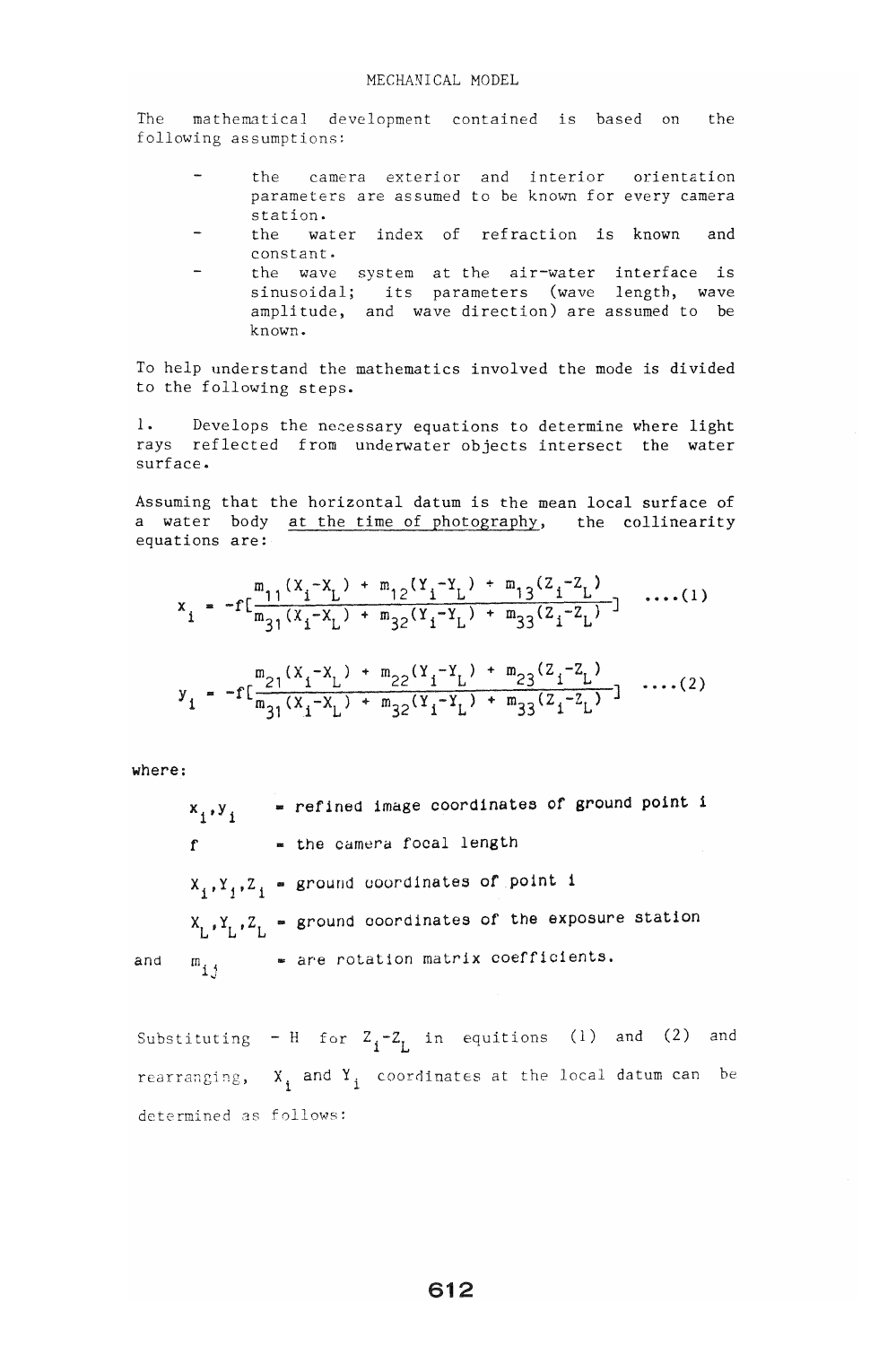# MECHANICAL MODEL

The mathematical development contained is based on the following assumptions:

- the camera exterior and interior orientation parameters are assumed to be known for every camera station.
- the water index of refraction is known and constant.
- the wave system at the air-water interface is sinusoidal; its parameters (wave length, wave amplitude, and wave direction) are assumed to be known.

To help understand the mathematics involved the mode is divided to the following steps.

1. Develops the necessary equations to determine where light rays reflected from underwater objects intersect the water surface.

Assuming that the horizontal datum is the mean local surface of a water body <u>at the time of photography</u>, the collinearity equations are:

$$x_i = -f\left[\frac{m_{11}(X_i-X_L) + m_{12}(Y_i-Y_L) + m_{13}(Z_i-Z_L)}{m_{31}(X_i-X_L) + m_{32}(Y_i-Y_L) + m_{33}(Z_i-Z_L)}\right] \quad \ldots.(1)$$

$$y_i = -f\left[\frac{m_{21}(X_i-X_L) + m_{22}(Y_i-Y_L) + m_{23}(Z_i-Z_L)}{m_{31}(X_i-X_L) + m_{32}(Y_i-Y_L) + m_{33}(Z_i-Z_L)}\right] \quad \ldots.(2)$$

where:

$x_i, y_i$ = refined image coordinates of ground point i

$f$ = the camera focal length

$X_i, Y_i, Z_i$ = ground coordinates of point i

$X_L, Y_L, Z_L$ = ground coordinates of the exposure station

and $m_{ij}$ = are rotation matrix coefficients.

Substituting $-H$ for $Z_i-Z_L$ in equitions (1) and (2) and rearranging, $X_i$ and $Y_i$ coordinates at the local datum can be determined as follows: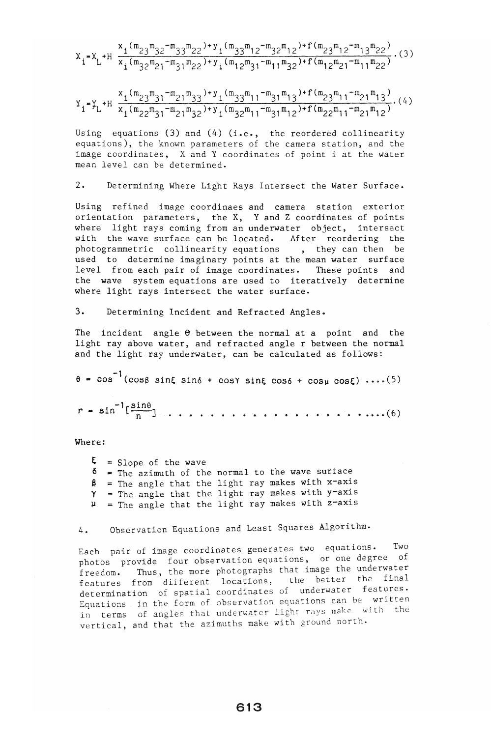$$X_i = X_L + H \frac{x_i(m_{23}m_{32}-m_{33}m_{22})+y_i(m_{33}m_{12}-m_{32}m_{12})+f(m_{23}m_{12}-m_{13}m_{22})}{x_i(m_{32}m_{21}-m_{31}m_{22})+y_i(m_{12}m_{31}-m_{11}m_{32})+f(m_{12}m_{21}-m_{11}m_{22})} \quad (3)$$

$$Y_i = Y_L + H \frac{x_i(m_{23}m_{31}-m_{21}m_{33})+y_i(m_{33}m_{11}-m_{31}m_{13})+f(m_{23}m_{11}-m_{21}m_{13})}{x_i(m_{22}m_{31}-m_{21}m_{32})+y_i(m_{32}m_{11}-m_{31}m_{12})+f(m_{22}m_{11}-m_{21}m_{12})} \quad (4)$$

Using equations (3) and (4) (i.e., the reordered collinearity equations), the known parameters of the camera station, and the image coordinates, X and Y coordinates of point i at the water mean level can be determined.

## 2. Determining Where Light Rays Intersect the Water Surface.

Using refined image coordinaes and camera station exterior orientation parameters, the X, Y and Z coordinates of points where light rays coming from an underwater object, intersect with the wave surface can be located. After reordering the photogrammetric collinearity equations , they can then be used to determine imaginary points at the mean water surface level from each pair of image coordinates. These points and the wave system equations are used to iteratively determine where light rays intersect the water surface.

## 3. Determining Incident and Refracted Angles.

The incident angle $\theta$ between the normal at a point and the light ray above water, and refracted angle r between the normal and the light ray underwater, can be calculated as follows:

$$\theta = \cos^{-1}(\cos\beta \sin\xi \sin\delta + \cos\gamma \sin\xi \cos\delta + \cos\mu \cos\xi) \quad \ldots(5)$$

$$r = \sin^{-1}\left[\frac{\sin\theta}{n}\right] \quad \ldots(6)$$

Where:

- $\xi$ = Slope of the wave
- $\delta$ = The azimuth of the normal to the wave surface
- $\beta$ = The angle that the light ray makes with x-axis
- $\gamma$ = The angle that the light ray makes with y-axis
- $\mu$ = The angle that the light ray makes with z-axis

## 4. Observation Equations and Least Squares Algorithm.

Each pair of image coordinates generates two equations. Two photos provide four observation equations, or one degree of freedom. Thus, the more photographs that image the underwater features from different locations, the better the final determination of spatial coordinates of underwater features. Equations in the form of observation equations can be written in terms of angles that underwater light rays make with the vertical, and that the azimuths make with ground north.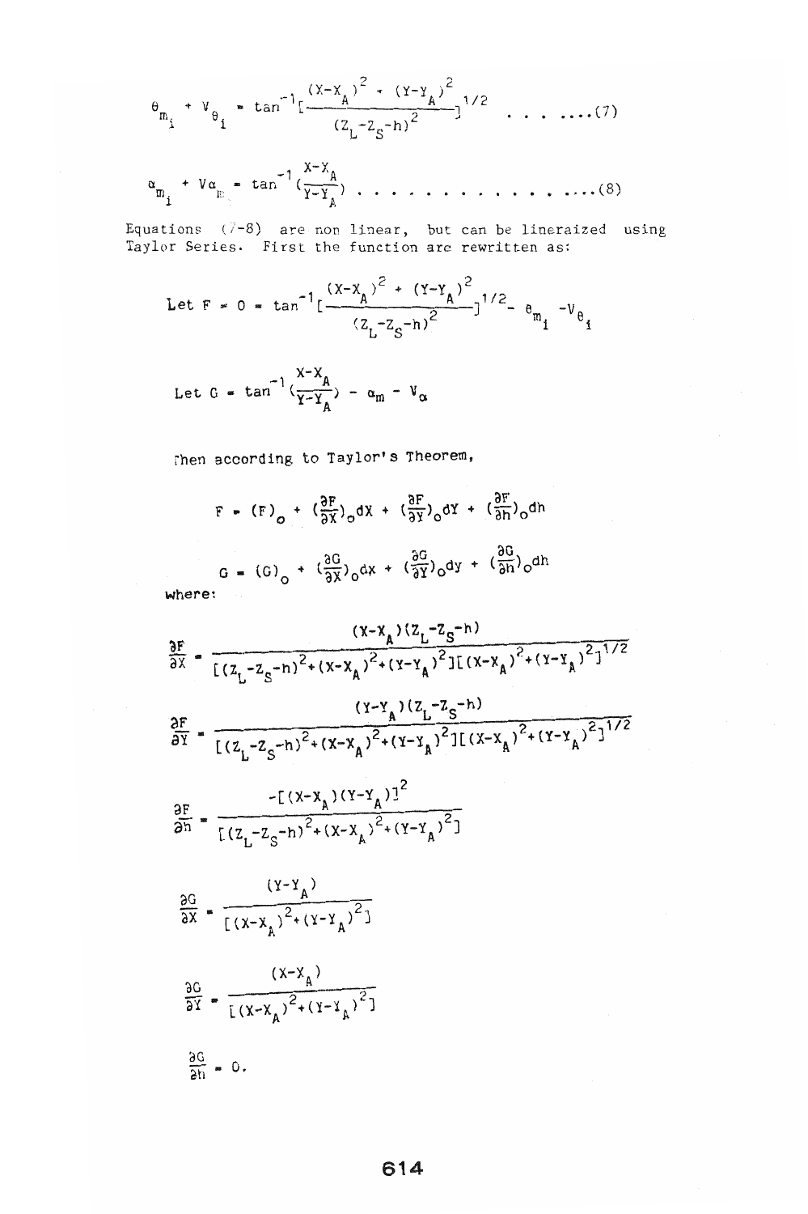$$\theta_{m_i} + V_{\theta_i} = \tan^{-1}\left[\frac{(X-X_A)^2 + (Y-Y_A)^2}{(Z_L-Z_S-h)^2}\right]^{1/2} \quad \ldots\ldots(7)$$

$$\alpha_{m_i} + V\alpha_{m_i} = \tan^{-1}\left(\frac{X-X_A}{Y-Y_A}\right) \quad \ldots\ldots\ldots\ldots\ldots\ldots(8)$$

Equations (7-8) are non linear, but can be lineraized using Taylor Series. First the function are rewritten as:

$$\text{Let } F = 0 = \tan^{-1}\left[\frac{(X-X_A)^2 + (Y-Y_A)^2}{(Z_L-Z_S-h)^2}\right]^{1/2} - \theta_{m_i} - V_{\theta_i}$$

$$\text{Let } G = \tan^{-1}\left(\frac{X-X_A}{Y-Y_A}\right) - \alpha_m - V_\alpha$$

Then according to Taylor's Theorem,

$$F = (F)_o + \left(\frac{\partial F}{\partial X}\right)_o dX + \left(\frac{\partial F}{\partial Y}\right)_o dY + \left(\frac{\partial F}{\partial h}\right)_o dh$$

$$G = (G)_o + \left(\frac{\partial G}{\partial X}\right)_o dx + \left(\frac{\partial G}{\partial Y}\right)_o dy + \left(\frac{\partial G}{\partial h}\right)_o dh$$

where:

$$\frac{\partial F}{\partial X} = \frac{(X-X_A)(Z_L-Z_S-h)}{[(Z_L-Z_S-h)^2+(X-X_A)^2+(Y-Y_A)^2][(X-X_A)^2+(Y-Y_A)^2]^{1/2}}$$

$$\frac{\partial F}{\partial Y} = \frac{(Y-Y_A)(Z_L-Z_S-h)}{[(Z_L-Z_S-h)^2+(X-X_A)^2+(Y-Y_A)^2][(X-X_A)^2+(Y-Y_A)^2]^{1/2}}$$

$$\frac{\partial F}{\partial h} = \frac{-[(X-X_A)(Y-Y_A)]^2}{[(Z_L-Z_S-h)^2+(X-X_A)^2+(Y-Y_A)^2]}$$

$$\frac{\partial G}{\partial X} = \frac{(Y-Y_A)}{[(X-X_A)^2+(Y-Y_A)^2]}$$

$$\frac{\partial G}{\partial Y} = \frac{(X-X_A)}{[(X-X_A)^2+(Y-Y_A)^2]}$$

$$\frac{\partial G}{\partial h} = 0.$$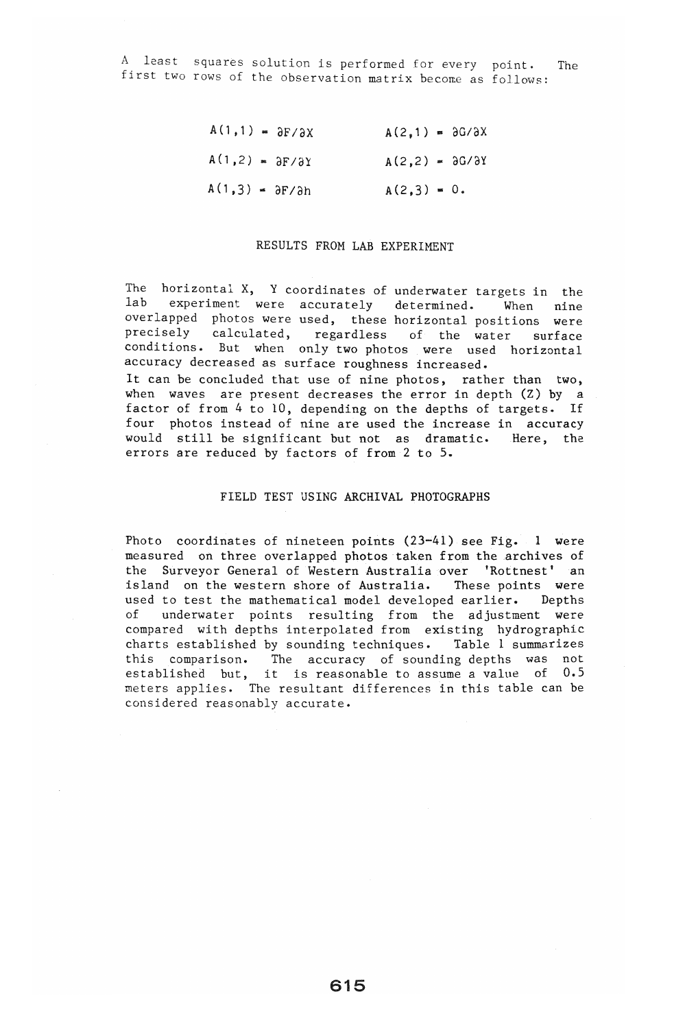A least squares solution is performed for every point. The first two rows of the observation matrix become as follows:

$$A(1,1) = \partial F/\partial X \qquad A(2,1) = \partial G/\partial X$$

$$A(1,2) = \partial F/\partial Y \qquad A(2,2) = \partial G/\partial Y$$

$$A(1,3) = \partial F/\partial h \qquad A(2,3) = 0.$$

## RESULTS FROM LAB EXPERIMENT

The horizontal X, Y coordinates of underwater targets in the lab experiment were accurately determined. When nine overlapped photos were used, these horizontal positions were precisely calculated, regardless of the water surface conditions. But when only two photos were used horizontal accuracy decreased as surface roughness increased.

It can be concluded that use of nine photos, rather than two, when waves are present decreases the error in depth (Z) by a factor of from 4 to 10, depending on the depths of targets. If four photos instead of nine are used the increase in accuracy would still be significant but not as dramatic. Here, the errors are reduced by factors of from 2 to 5.

## FIELD TEST USING ARCHIVAL PHOTOGRAPHS

Photo coordinates of nineteen points (23-41) see Fig. 1 were measured on three overlapped photos taken from the archives of the Surveyor General of Western Australia over 'Rottnest' an island on the western shore of Australia. These points were used to test the mathematical model developed earlier. Depths of underwater points resulting from the adjustment were compared with depths interpolated from existing hydrographic charts established by sounding techniques. Table 1 summarizes this comparison. The accuracy of sounding depths was not established but, it is reasonable to assume a value of 0.5 meters applies. The resultant differences in this table can be considered reasonably accurate.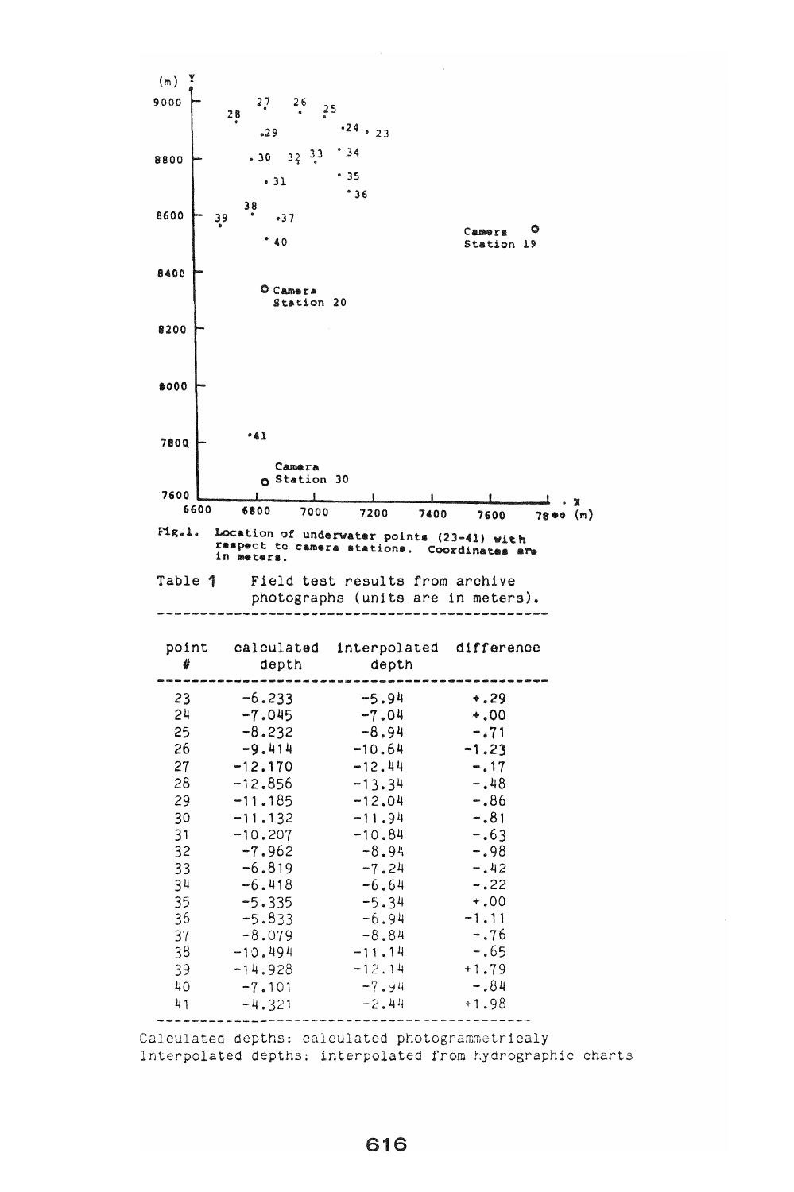Fig.1. Location of underwater points (23-41) with respect to camera stations. Coordinates are in meters.

Table 1 Field test results from archive photographs (units are in meters).

| point # | calculated depth | interpolated depth | difference |
|---|---|---|---|
| 23 | -6.233 | -5.94 | +.29 |
| 24 | -7.045 | -7.04 | +.00 |
| 25 | -8.232 | -8.94 | -.71 |
| 26 | -9.414 | -10.64 | -1.23 |
| 27 | -12.170 | -12.44 | -.17 |
| 28 | -12.856 | -13.34 | -.48 |
| 29 | -11.185 | -12.04 | -.86 |
| 30 | -11.132 | -11.94 | -.81 |
| 31 | -10.207 | -10.84 | -.63 |
| 32 | -7.962 | -8.94 | -.98 |
| 33 | -6.819 | -7.24 | -.42 |
| 34 | -6.418 | -6.64 | -.22 |
| 35 | -5.335 | -5.34 | +.00 |
| 36 | -5.833 | -6.94 | -1.11 |
| 37 | -8.079 | -8.84 | -.76 |
| 38 | -10.494 | -11.14 | -.65 |
| 39 | -14.928 | -12.14 | +1.79 |
| 40 | -7.101 | -7.94 | -.84 |
| 41 | -4.321 | -2.44 | +1.98 |

Calculated depths: calculated photogrammetricaly
Interpolated depths: interpolated from hydrographic charts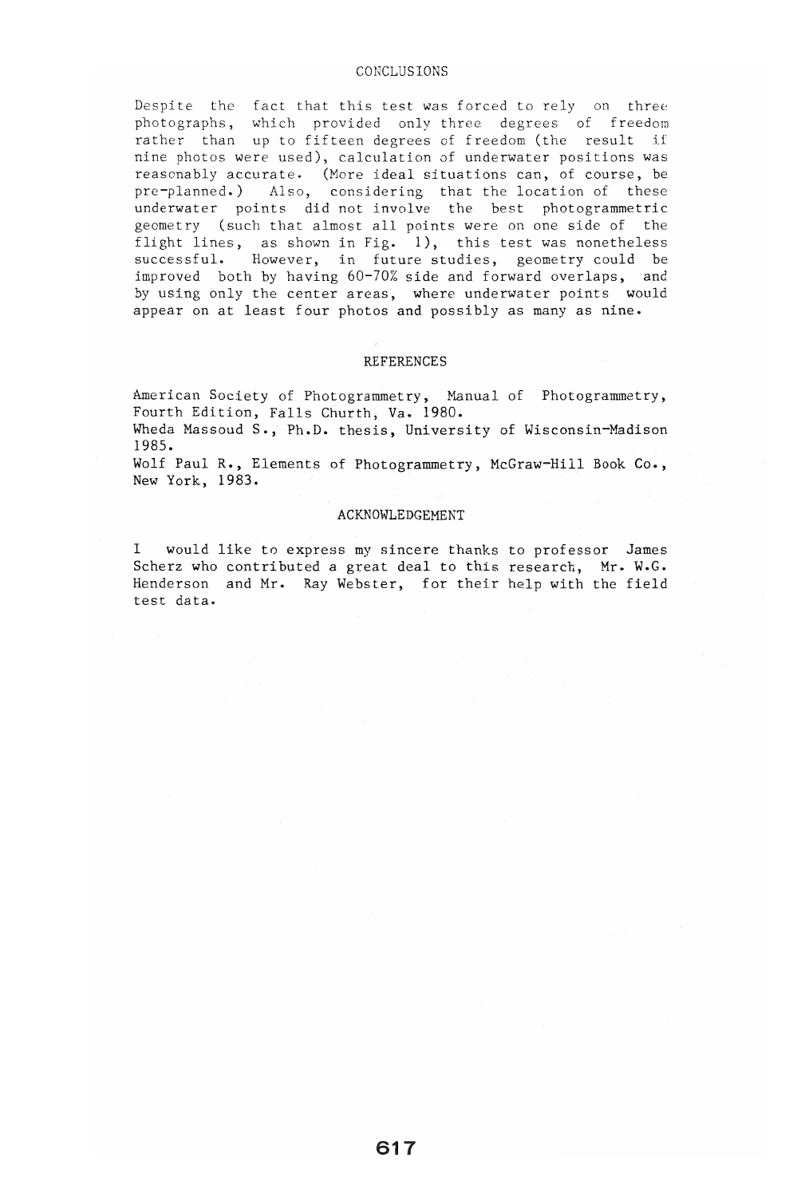## CONCLUSIONS

Despite the fact that this test was forced to rely on three photographs, which provided only three degrees of freedom rather than up to fifteen degrees of freedom (the result if nine photos were used), calculation of underwater positions was reasonably accurate. (More ideal situations can, of course, be pre-planned.) Also, considering that the location of these underwater points did not involve the best photogrammetric geometry (such that almost all points were on one side of the flight lines, as shown in Fig. 1), this test was nonetheless successful. However, in future studies, geometry could be improved both by having 60-70% side and forward overlaps, and by using only the center areas, where underwater points would appear on at least four photos and possibly as many as nine.

## REFERENCES

American Society of Photogrammetry, Manual of Photogrammetry, Fourth Edition, Falls Churth, Va. 1980.

Wheda Massoud S., Ph.D. thesis, University of Wisconsin-Madison 1985.

Wolf Paul R., Elements of Photogrammetry, McGraw-Hill Book Co., New York, 1983.

## ACKNOWLEDGEMENT

I would like to express my sincere thanks to professor James Scherz who contributed a great deal to this research, Mr. W.G. Henderson and Mr. Ray Webster, for their help with the field test data.